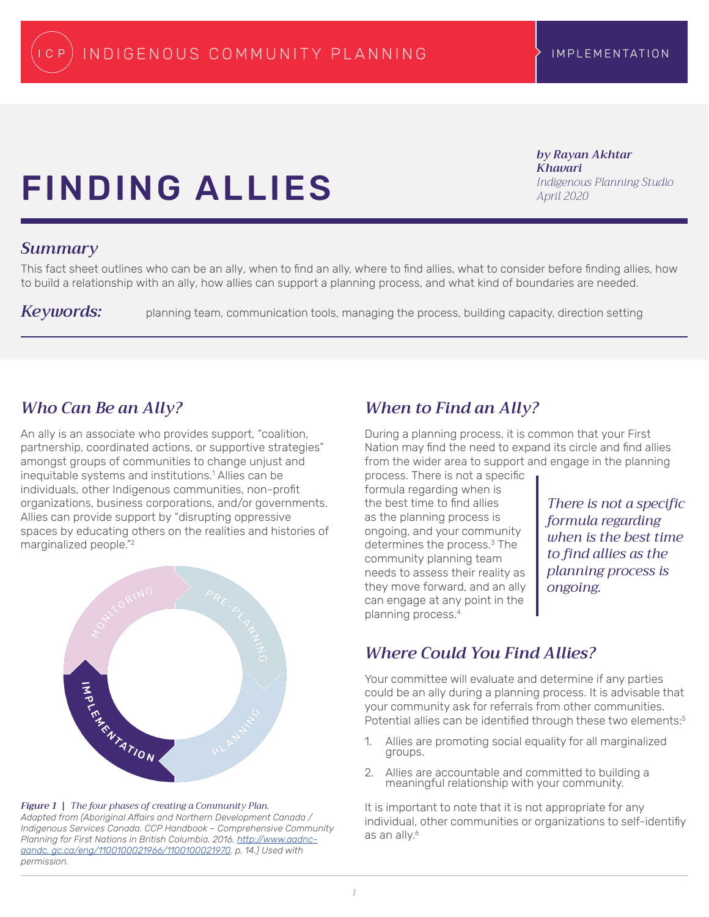# FINDING ALLIES

*by Rayan Akhtar Khavari*
*Indigenous Planning Studio*
*April 2020*

## *Summary*

This fact sheet outlines who can be an ally, when to find an ally, where to find allies, what to consider before finding allies, how to build a relationship with an ally, how allies can support a planning process, and what kind of boundaries are needed.

***Keywords:*** planning team, communication tools, managing the process, building capacity, direction setting

## *Who Can Be an Ally?*

An ally is an associate who provides support, "coalition, partnership, coordinated actions, or supportive strategies" amongst groups of communities to change unjust and inequitable systems and institutions.[1] Allies can be individuals, other Indigenous communities, non-profit organizations, business corporations, and/or governments. Allies can provide support by "disrupting oppressive spaces by educating others on the realities and histories of marginalized people."[2]

***Figure 1*** | *The four phases of creating a Community Plan.*
*Adapted from (Aboriginal Affairs and Northern Development Canada / Indigenous Services Canada. CCP Handbook – Comprehensive Community Planning for First Nations in British Columbia. 2016. http://www.aadnc-aandc.gc.ca/eng/1100100021966/1100100021970. p. 14.) Used with permission.*

## *When to Find an Ally?*

During a planning process, it is common that your First Nation may find the need to expand its circle and find allies from the wider area to support and engage in the planning process. There is not a specific formula regarding when is the best time to find allies as the planning process is ongoing, and your community determines the process.[3] The community planning team needs to assess their reality as they move forward, and an ally can engage at any point in the planning process.[4]

> *There is not a specific formula regarding when is the best time to find allies as the planning process is ongoing.*

## *Where Could You Find Allies?*

Your committee will evaluate and determine if any parties could be an ally during a planning process. It is advisable that your community ask for referrals from other communities. Potential allies can be identified through these two elements:[5]

1. Allies are promoting social equality for all marginalized groups.
2. Allies are accountable and committed to building a meaningful relationship with your community.

It is important to note that it is not appropriate for any individual, other communities or organizations to self-identifiy as an ally.[6]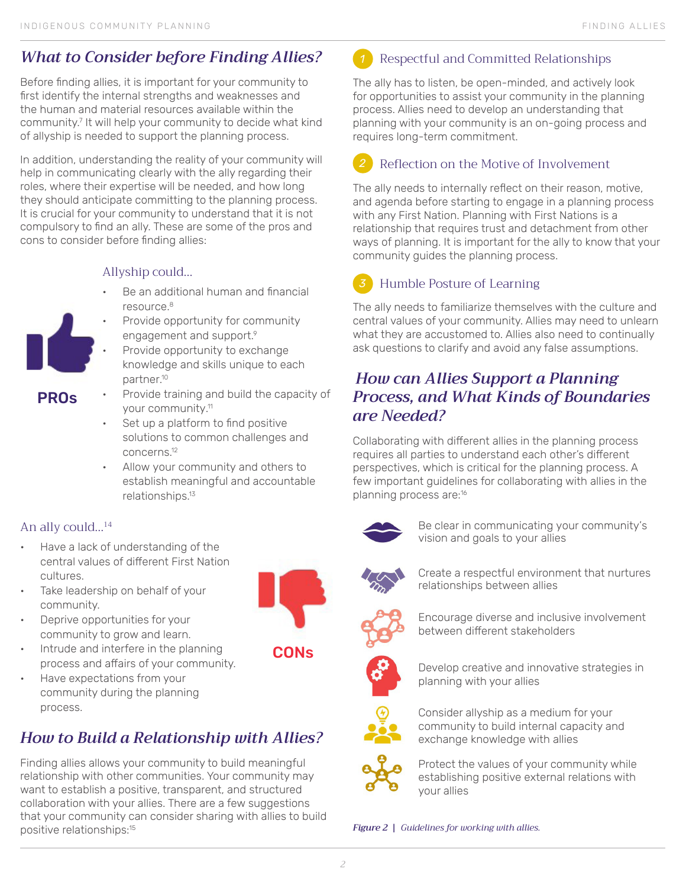## *What to Consider before Finding Allies?*

Before finding allies, it is important for your community to first identify the internal strengths and weaknesses and the human and material resources available within the community.[7] It will help your community to decide what kind of allyship is needed to support the planning process.

In addition, understanding the reality of your community will help in communicating clearly with the ally regarding their roles, where their expertise will be needed, and how long they should anticipate committing to the planning process. It is crucial for your community to understand that it is not compulsory to find an ally. These are some of the pros and cons to consider before finding allies:

**PROs**

Allyship could...

- Be an additional human and financial resource.[8]
- Provide opportunity for community engagement and support.[9]
- Provide opportunity to exchange knowledge and skills unique to each partner.[10]
- Provide training and build the capacity of your community.[11]
- Set up a platform to find positive solutions to common challenges and concerns.[12]
- Allow your community and others to establish meaningful and accountable relationships.[13]

**CONs**

An ally could...[14]

- Have a lack of understanding of the central values of different First Nation cultures.
- Take leadership on behalf of your community.
- Deprive opportunities for your community to grow and learn.
- Intrude and interfere in the planning process and affairs of your community.
- Have expectations from your community during the planning process.

## *How to Build a Relationship with Allies?*

Finding allies allows your community to build meaningful relationship with other communities. Your community may want to establish a positive, transparent, and structured collaboration with your allies. There are a few suggestions that your community can consider sharing with allies to build positive relationships:[15]

### 1 Respectful and Committed Relationships

The ally has to listen, be open-minded, and actively look for opportunities to assist your community in the planning process. Allies need to develop an understanding that planning with your community is an on-going process and requires long-term commitment.

### 2 Reflection on the Motive of Involvement

The ally needs to internally reflect on their reason, motive, and agenda before starting to engage in a planning process with any First Nation. Planning with First Nations is a relationship that requires trust and detachment from other ways of planning. It is important for the ally to know that your community guides the planning process.

### 3 Humble Posture of Learning

The ally needs to familiarize themselves with the culture and central values of your community. Allies may need to unlearn what they are accustomed to. Allies also need to continually ask questions to clarify and avoid any false assumptions.

## *How can Allies Support a Planning Process, and What Kinds of Boundaries are Needed?*

Collaborating with different allies in the planning process requires all parties to understand each other's different perspectives, which is critical for the planning process. A few important guidelines for collaborating with allies in the planning process are:[16]

- Be clear in communicating your community's vision and goals to your allies
- Create a respectful environment that nurtures relationships between allies
- Encourage diverse and inclusive involvement between different stakeholders
- Develop creative and innovative strategies in planning with your allies
- Consider allyship as a medium for your community to build internal capacity and exchange knowledge with allies
- Protect the values of your community while establishing positive external relations with your allies

*Figure 2 | Guidelines for working with allies.*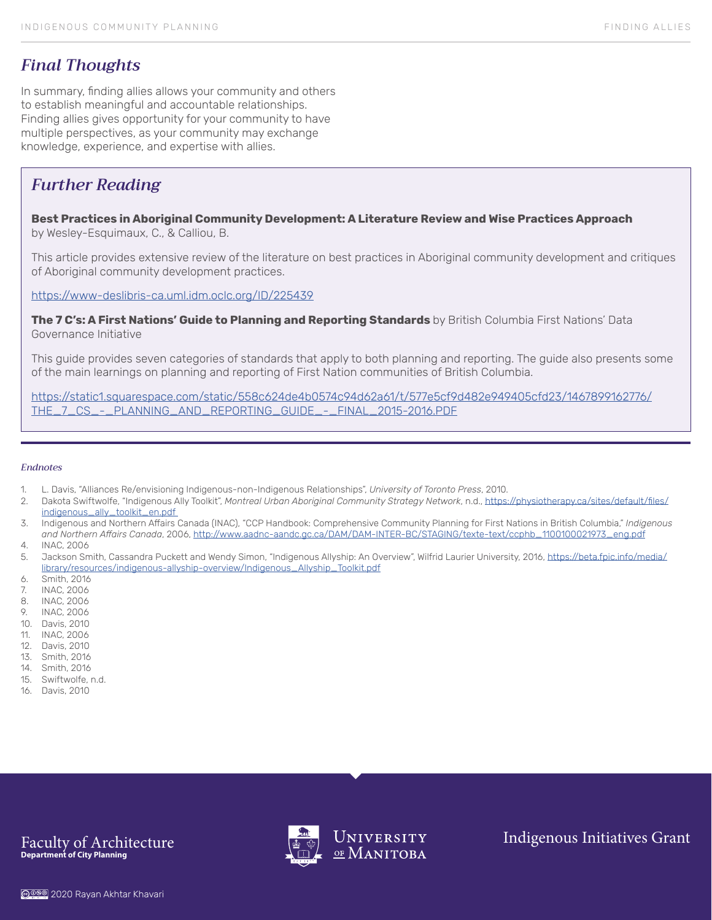## *Final Thoughts*

In summary, finding allies allows your community and others to establish meaningful and accountable relationships. Finding allies gives opportunity for your community to have multiple perspectives, as your community may exchange knowledge, experience, and expertise with allies.

## *Further Reading*

**Best Practices in Aboriginal Community Development: A Literature Review and Wise Practices Approach** by Wesley-Esquimaux, C., & Calliou, B.

This article provides extensive review of the literature on best practices in Aboriginal community development and critiques of Aboriginal community development practices.

https://www-deslibris-ca.uml.idm.oclc.org/ID/225439

**The 7 C's: A First Nations' Guide to Planning and Reporting Standards** by British Columbia First Nations' Data Governance Initiative

This guide provides seven categories of standards that apply to both planning and reporting. The guide also presents some of the main learnings on planning and reporting of First Nation communities of British Columbia.

https://static1.squarespace.com/static/558c624de4b0574c94d62a61/t/577e5cf9d482e949405cfd23/1467899162776/THE_7_CS_-_PLANNING_AND_REPORTING_GUIDE_-_FINAL_2015-2016.PDF

### *Endnotes*

1. L. Davis, "Alliances Re/envisioning Indigenous-non-Indigenous Relationships", *University of Toronto Press*, 2010.
2. Dakota Swiftwolfe, "Indigenous Ally Toolkit", *Montreal Urban Aboriginal Community Strategy Network*, n.d., https://physiotherapy.ca/sites/default/files/indigenous_ally_toolkit_en.pdf
3. Indigenous and Northern Affairs Canada (INAC), "CCP Handbook: Comprehensive Community Planning for First Nations in British Columbia," *Indigenous and Northern Affairs Canada*, 2006, http://www.aadnc-aandc.gc.ca/DAM/DAM-INTER-BC/STAGING/texte-text/ccphb_1100100021973_eng.pdf
4. INAC, 2006
5. Jackson Smith, Cassandra Puckett and Wendy Simon, "Indigenous Allyship: An Overview", Wilfrid Laurier University, 2016, https://beta.fpic.info/media/library/resources/indigenous-allyship-overview/Indigenous_Allyship_Toolkit.pdf
6. Smith, 2016
7. INAC, 2006
8. INAC, 2006
9. INAC, 2006
10. Davis, 2010
11. INAC, 2006
12. Davis, 2010
13. Smith, 2016
14. Smith, 2016
15. Swiftwolfe, n.d.
16. Davis, 2010

Faculty of Architecture
**Department of City Planning**

University of Manitoba

Indigenous Initiatives Grant

2020 Rayan Akhtar Khavari